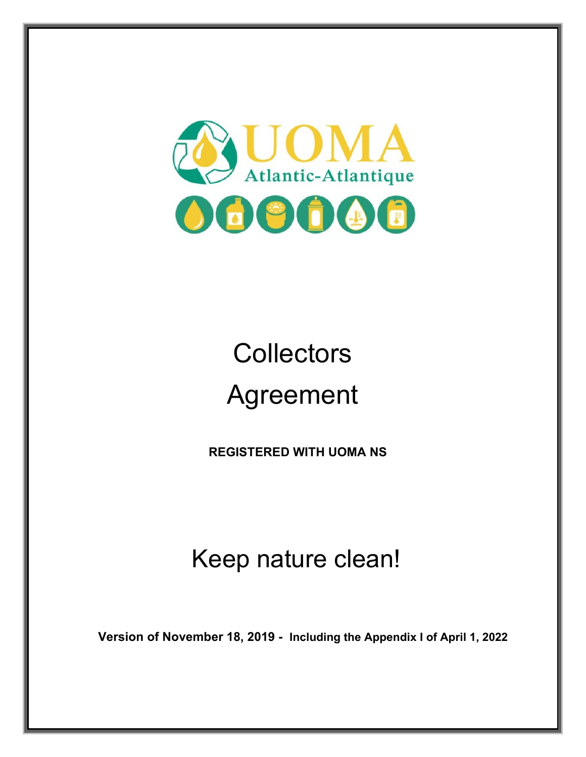UOMA

Atlantic-Atlantique

# Collectors Agreement

**REGISTERED WITH UOMA NS**

Keep nature clean!

**Version of November 18, 2019 - Including the Appendix I of April 1, 2022**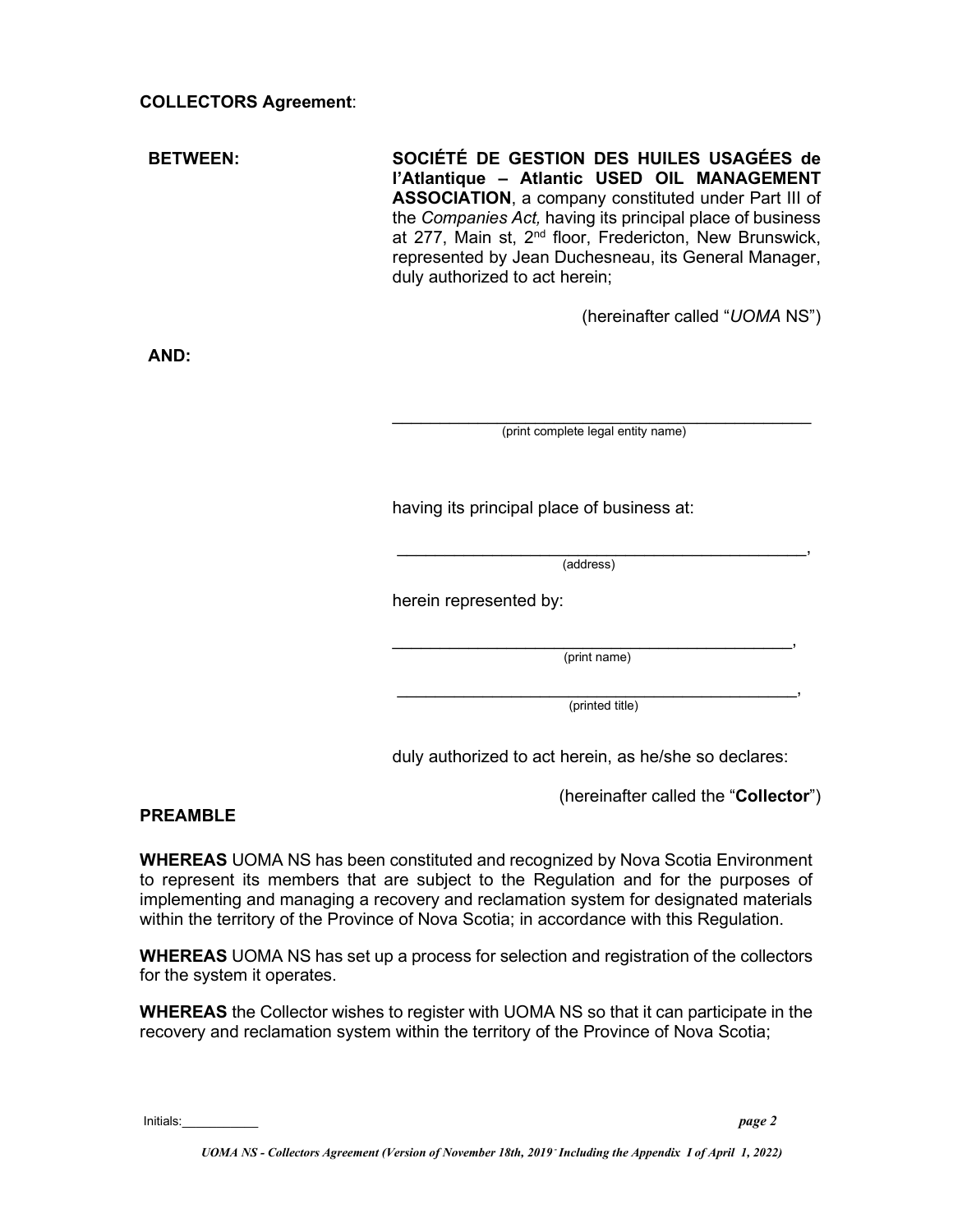**COLLECTORS Agreement**:

**BETWEEN:**

**SOCIÉTÉ DE GESTION DES HUILES USAGÉES de l'Atlantique – Atlantic USED OIL MANAGEMENT ASSOCIATION**, a company constituted under Part III of the *Companies Act,* having its principal place of business at 277, Main st, 2nd floor, Fredericton, New Brunswick, represented by Jean Duchesneau, its General Manager, duly authorized to act herein;

(hereinafter called "*UOMA* NS")

**AND:**

\_\_\_\_\_\_\_\_\_\_\_\_\_\_\_\_\_\_\_\_\_\_\_\_\_\_\_\_\_\_\_\_\_\_\_\_\_\_\_\_\_\_\_\_
(print complete legal entity name)

having its principal place of business at:

\_\_\_\_\_\_\_\_\_\_\_\_\_\_\_\_\_\_\_\_\_\_\_\_\_\_\_\_\_\_\_\_\_\_\_\_\_\_\_\_\_\_\_\_,
(address)

herein represented by:

\_\_\_\_\_\_\_\_\_\_\_\_\_\_\_\_\_\_\_\_\_\_\_\_\_\_\_\_\_\_\_\_\_\_\_\_\_\_\_\_\_\_\_\_,
(print name)

\_\_\_\_\_\_\_\_\_\_\_\_\_\_\_\_\_\_\_\_\_\_\_\_\_\_\_\_\_\_\_\_\_\_\_\_\_\_\_\_\_\_\_\_,
(printed title)

duly authorized to act herein, as he/she so declares:

(hereinafter called the "**Collector**")

**PREAMBLE**

**WHEREAS** UOMA NS has been constituted and recognized by Nova Scotia Environment to represent its members that are subject to the Regulation and for the purposes of implementing and managing a recovery and reclamation system for designated materials within the territory of the Province of Nova Scotia; in accordance with this Regulation.

**WHEREAS** UOMA NS has set up a process for selection and registration of the collectors for the system it operates.

**WHEREAS** the Collector wishes to register with UOMA NS so that it can participate in the recovery and reclamation system within the territory of the Province of Nova Scotia;

Initials:\_\_\_\_\_\_\_\_\_\_\_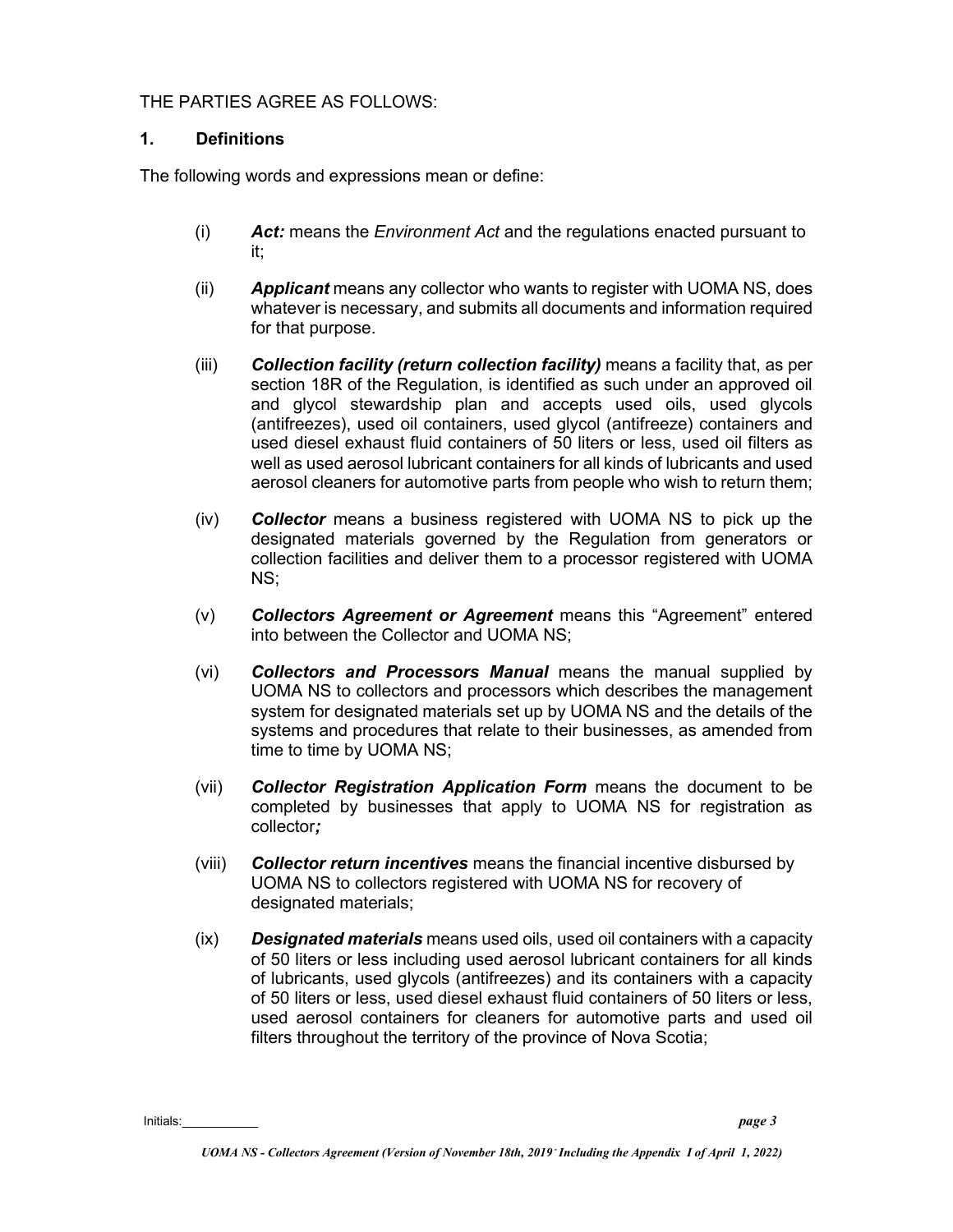THE PARTIES AGREE AS FOLLOWS:

## 1. Definitions

The following words and expressions mean or define:

(i) ***Act:*** means the *Environment Act* and the regulations enacted pursuant to it;

(ii) ***Applicant*** means any collector who wants to register with UOMA NS, does whatever is necessary, and submits all documents and information required for that purpose.

(iii) ***Collection facility (return collection facility)*** means a facility that, as per section 18R of the Regulation, is identified as such under an approved oil and glycol stewardship plan and accepts used oils, used glycols (antifreezes), used oil containers, used glycol (antifreeze) containers and used diesel exhaust fluid containers of 50 liters or less, used oil filters as well as used aerosol lubricant containers for all kinds of lubricants and used aerosol cleaners for automotive parts from people who wish to return them;

(iv) ***Collector*** means a business registered with UOMA NS to pick up the designated materials governed by the Regulation from generators or collection facilities and deliver them to a processor registered with UOMA NS;

(v) ***Collectors Agreement or Agreement*** means this "Agreement" entered into between the Collector and UOMA NS;

(vi) ***Collectors and Processors Manual*** means the manual supplied by UOMA NS to collectors and processors which describes the management system for designated materials set up by UOMA NS and the details of the systems and procedures that relate to their businesses, as amended from time to time by UOMA NS;

(vii) ***Collector Registration Application Form*** means the document to be completed by businesses that apply to UOMA NS for registration as collector***;***

(viii) ***Collector return incentives*** means the financial incentive disbursed by UOMA NS to collectors registered with UOMA NS for recovery of designated materials;

(ix) ***Designated materials*** means used oils, used oil containers with a capacity of 50 liters or less including used aerosol lubricant containers for all kinds of lubricants, used glycols (antifreezes) and its containers with a capacity of 50 liters or less, used diesel exhaust fluid containers of 50 liters or less, used aerosol containers for cleaners for automotive parts and used oil filters throughout the territory of the province of Nova Scotia;

Initials:___________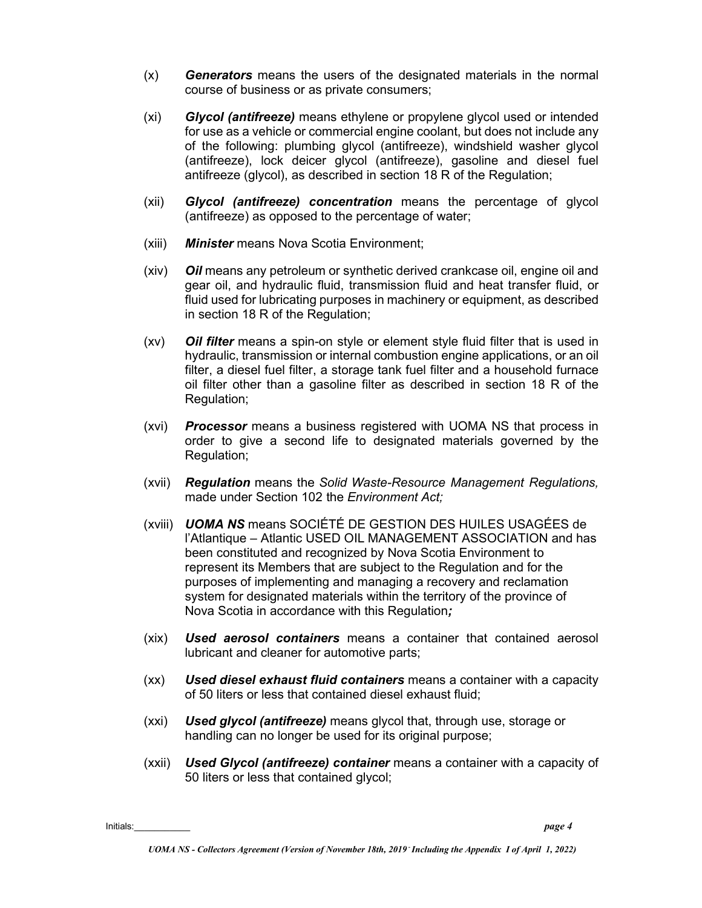(x) ***Generators*** means the users of the designated materials in the normal course of business or as private consumers;

(xi) ***Glycol (antifreeze)*** means ethylene or propylene glycol used or intended for use as a vehicle or commercial engine coolant, but does not include any of the following: plumbing glycol (antifreeze), windshield washer glycol (antifreeze), lock deicer glycol (antifreeze), gasoline and diesel fuel antifreeze (glycol), as described in section 18 R of the Regulation;

(xii) ***Glycol (antifreeze) concentration*** means the percentage of glycol (antifreeze) as opposed to the percentage of water;

(xiii) ***Minister*** means Nova Scotia Environment;

(xiv) ***Oil*** means any petroleum or synthetic derived crankcase oil, engine oil and gear oil, and hydraulic fluid, transmission fluid and heat transfer fluid, or fluid used for lubricating purposes in machinery or equipment, as described in section 18 R of the Regulation;

(xv) ***Oil filter*** means a spin-on style or element style fluid filter that is used in hydraulic, transmission or internal combustion engine applications, or an oil filter, a diesel fuel filter, a storage tank fuel filter and a household furnace oil filter other than a gasoline filter as described in section 18 R of the Regulation;

(xvi) ***Processor*** means a business registered with UOMA NS that process in order to give a second life to designated materials governed by the Regulation;

(xvii) ***Regulation*** means the *Solid Waste-Resource Management Regulations,* made under Section 102 the *Environment Act;*

(xviii) ***UOMA NS*** means SOCIÉTÉ DE GESTION DES HUILES USAGÉES de l'Atlantique – Atlantic USED OIL MANAGEMENT ASSOCIATION and has been constituted and recognized by Nova Scotia Environment to represent its Members that are subject to the Regulation and for the purposes of implementing and managing a recovery and reclamation system for designated materials within the territory of the province of Nova Scotia in accordance with this Regulation***;***

(xix) ***Used aerosol containers*** means a container that contained aerosol lubricant and cleaner for automotive parts;

(xx) ***Used diesel exhaust fluid containers*** means a container with a capacity of 50 liters or less that contained diesel exhaust fluid;

(xxi) ***Used glycol (antifreeze)*** means glycol that, through use, storage or handling can no longer be used for its original purpose;

(xxii) ***Used Glycol (antifreeze) container*** means a container with a capacity of 50 liters or less that contained glycol;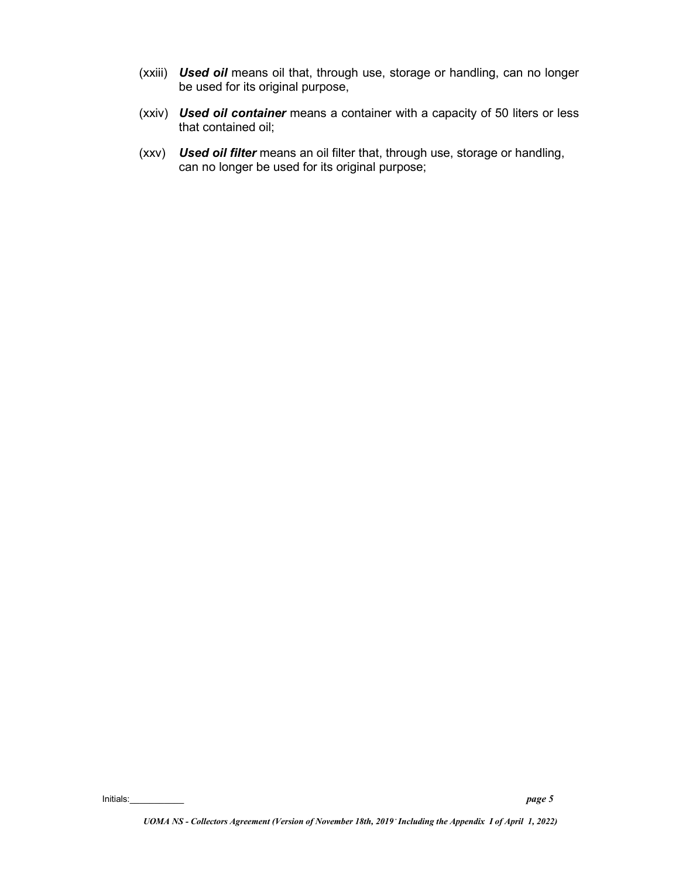(xxiii) ***Used oil*** means oil that, through use, storage or handling, can no longer be used for its original purpose,

(xxiv) ***Used oil container*** means a container with a capacity of 50 liters or less that contained oil;

(xxv) ***Used oil filter*** means an oil filter that, through use, storage or handling, can no longer be used for its original purpose;

Initials:___________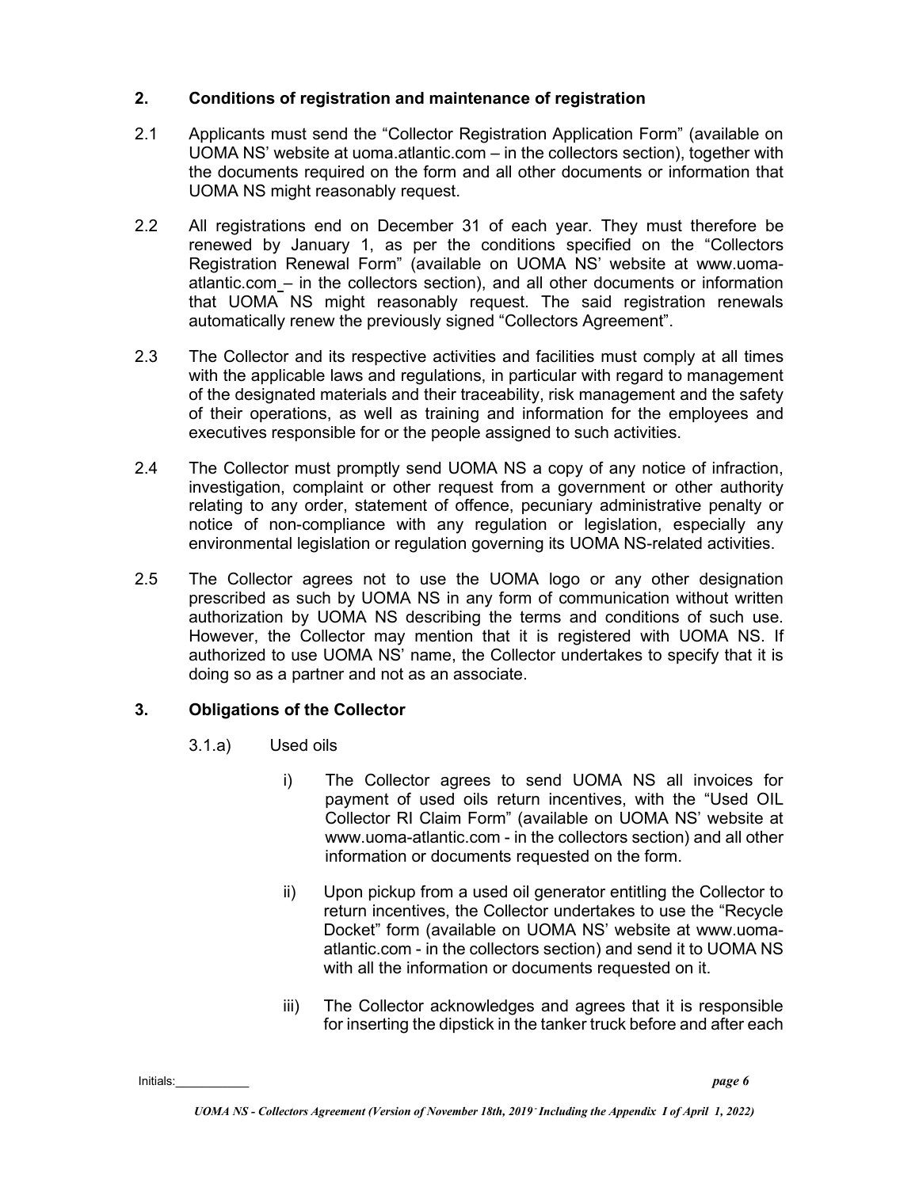## 2. Conditions of registration and maintenance of registration

2.1 Applicants must send the "Collector Registration Application Form" (available on UOMA NS' website at uoma.atlantic.com – in the collectors section), together with the documents required on the form and all other documents or information that UOMA NS might reasonably request.

2.2 All registrations end on December 31 of each year. They must therefore be renewed by January 1, as per the conditions specified on the "Collectors Registration Renewal Form" (available on UOMA NS' website at www.uoma-atlantic.com – in the collectors section), and all other documents or information that UOMA NS might reasonably request. The said registration renewals automatically renew the previously signed "Collectors Agreement".

2.3 The Collector and its respective activities and facilities must comply at all times with the applicable laws and regulations, in particular with regard to management of the designated materials and their traceability, risk management and the safety of their operations, as well as training and information for the employees and executives responsible for or the people assigned to such activities.

2.4 The Collector must promptly send UOMA NS a copy of any notice of infraction, investigation, complaint or other request from a government or other authority relating to any order, statement of offence, pecuniary administrative penalty or notice of non-compliance with any regulation or legislation, especially any environmental legislation or regulation governing its UOMA NS-related activities.

2.5 The Collector agrees not to use the UOMA logo or any other designation prescribed as such by UOMA NS in any form of communication without written authorization by UOMA NS describing the terms and conditions of such use. However, the Collector may mention that it is registered with UOMA NS. If authorized to use UOMA NS' name, the Collector undertakes to specify that it is doing so as a partner and not as an associate.

## 3. Obligations of the Collector

3.1.a) Used oils

i) The Collector agrees to send UOMA NS all invoices for payment of used oils return incentives, with the "Used OIL Collector RI Claim Form" (available on UOMA NS' website at www.uoma-atlantic.com - in the collectors section) and all other information or documents requested on the form.

ii) Upon pickup from a used oil generator entitling the Collector to return incentives, the Collector undertakes to use the "Recycle Docket" form (available on UOMA NS' website at www.uoma-atlantic.com - in the collectors section) and send it to UOMA NS with all the information or documents requested on it.

iii) The Collector acknowledges and agrees that it is responsible for inserting the dipstick in the tanker truck before and after each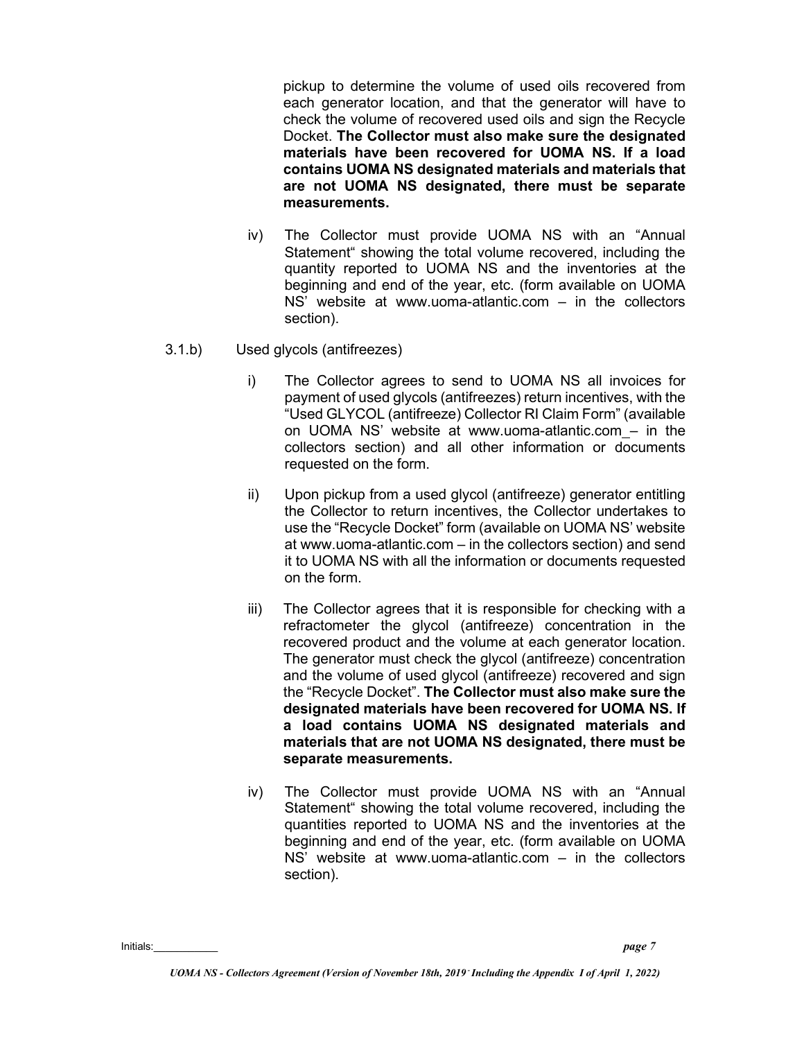pickup to determine the volume of used oils recovered from each generator location, and that the generator will have to check the volume of recovered used oils and sign the Recycle Docket. **The Collector must also make sure the designated materials have been recovered for UOMA NS. If a load contains UOMA NS designated materials and materials that are not UOMA NS designated, there must be separate measurements.**

iv) The Collector must provide UOMA NS with an "Annual Statement" showing the total volume recovered, including the quantity reported to UOMA NS and the inventories at the beginning and end of the year, etc. (form available on UOMA NS' website at www.uoma-atlantic.com – in the collectors section).

3.1.b) Used glycols (antifreezes)

i) The Collector agrees to send to UOMA NS all invoices for payment of used glycols (antifreezes) return incentives, with the "Used GLYCOL (antifreeze) Collector RI Claim Form" (available on UOMA NS' website at www.uoma-atlantic.com – in the collectors section) and all other information or documents requested on the form.

ii) Upon pickup from a used glycol (antifreeze) generator entitling the Collector to return incentives, the Collector undertakes to use the "Recycle Docket" form (available on UOMA NS' website at www.uoma-atlantic.com – in the collectors section) and send it to UOMA NS with all the information or documents requested on the form.

iii) The Collector agrees that it is responsible for checking with a refractometer the glycol (antifreeze) concentration in the recovered product and the volume at each generator location. The generator must check the glycol (antifreeze) concentration and the volume of used glycol (antifreeze) recovered and sign the "Recycle Docket". **The Collector must also make sure the designated materials have been recovered for UOMA NS. If a load contains UOMA NS designated materials and materials that are not UOMA NS designated, there must be separate measurements.**

iv) The Collector must provide UOMA NS with an "Annual Statement" showing the total volume recovered, including the quantities reported to UOMA NS and the inventories at the beginning and end of the year, etc. (form available on UOMA NS' website at www.uoma-atlantic.com – in the collectors section).

Initials:___________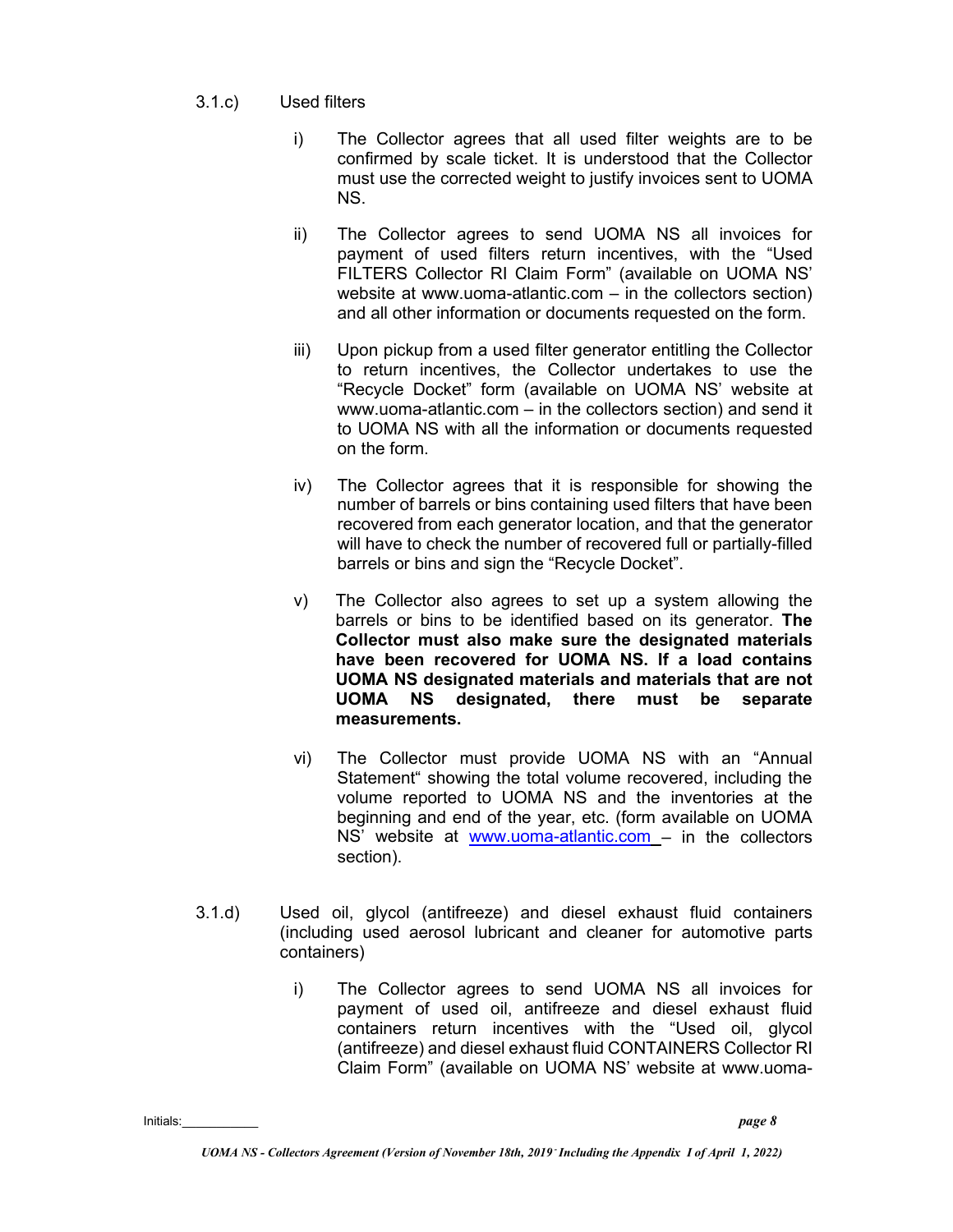3.1.c) Used filters

i) The Collector agrees that all used filter weights are to be confirmed by scale ticket. It is understood that the Collector must use the corrected weight to justify invoices sent to UOMA NS.

ii) The Collector agrees to send UOMA NS all invoices for payment of used filters return incentives, with the "Used FILTERS Collector RI Claim Form" (available on UOMA NS' website at www.uoma-atlantic.com – in the collectors section) and all other information or documents requested on the form.

iii) Upon pickup from a used filter generator entitling the Collector to return incentives, the Collector undertakes to use the "Recycle Docket" form (available on UOMA NS' website at www.uoma-atlantic.com – in the collectors section) and send it to UOMA NS with all the information or documents requested on the form.

iv) The Collector agrees that it is responsible for showing the number of barrels or bins containing used filters that have been recovered from each generator location, and that the generator will have to check the number of recovered full or partially-filled barrels or bins and sign the "Recycle Docket".

v) The Collector also agrees to set up a system allowing the barrels or bins to be identified based on its generator. **The Collector must also make sure the designated materials have been recovered for UOMA NS. If a load contains UOMA NS designated materials and materials that are not UOMA NS designated, there must be separate measurements.**

vi) The Collector must provide UOMA NS with an "Annual Statement" showing the total volume recovered, including the volume reported to UOMA NS and the inventories at the beginning and end of the year, etc. (form available on UOMA NS' website at [www.uoma-atlantic.com](http://www.uoma-atlantic.com) – in the collectors section).

3.1.d) Used oil, glycol (antifreeze) and diesel exhaust fluid containers (including used aerosol lubricant and cleaner for automotive parts containers)

i) The Collector agrees to send UOMA NS all invoices for payment of used oil, antifreeze and diesel exhaust fluid containers return incentives with the "Used oil, glycol (antifreeze) and diesel exhaust fluid CONTAINERS Collector RI Claim Form" (available on UOMA NS' website at www.uoma-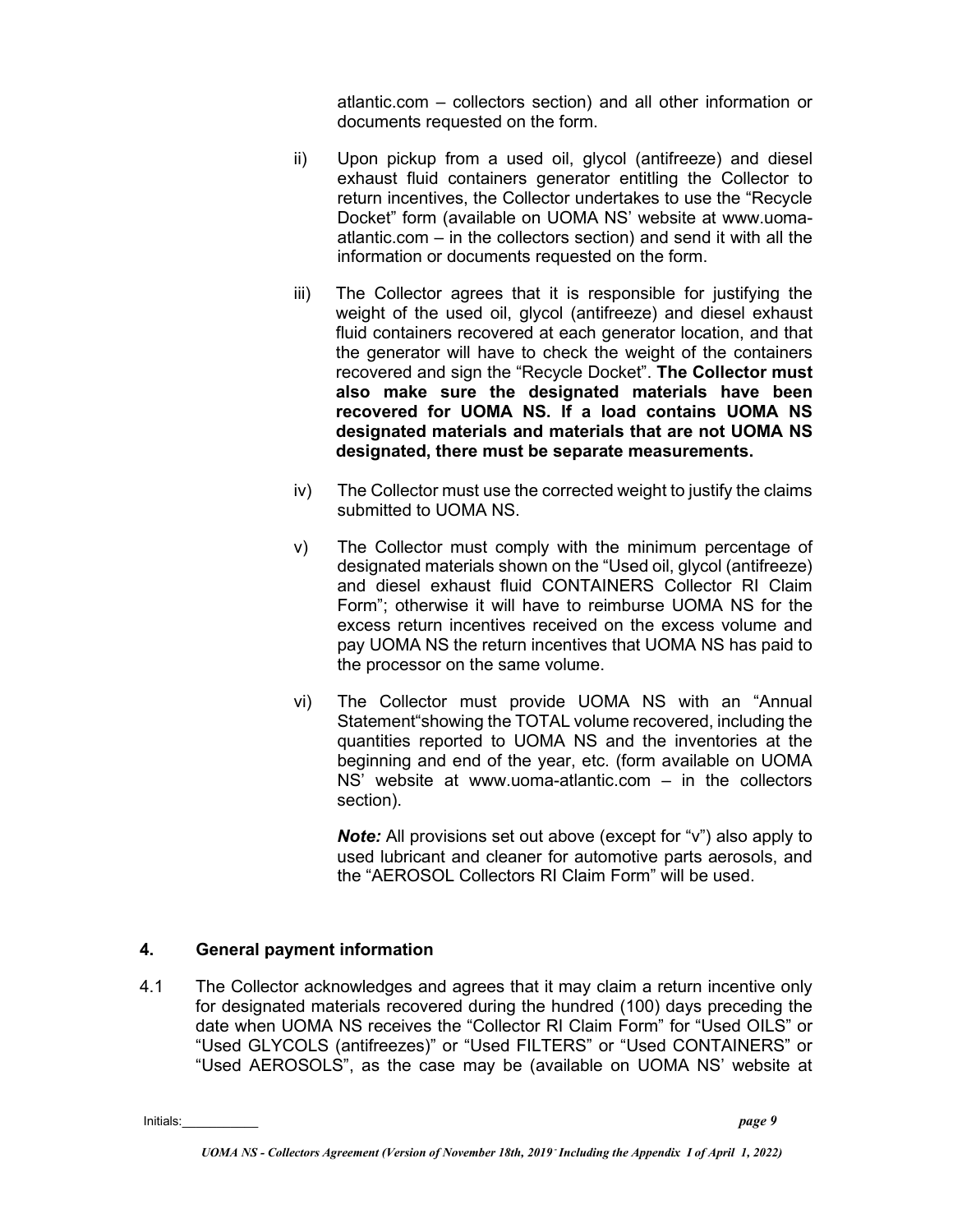atlantic.com – collectors section) and all other information or documents requested on the form.

ii) Upon pickup from a used oil, glycol (antifreeze) and diesel exhaust fluid containers generator entitling the Collector to return incentives, the Collector undertakes to use the "Recycle Docket" form (available on UOMA NS' website at www.uoma-atlantic.com – in the collectors section) and send it with all the information or documents requested on the form.

iii) The Collector agrees that it is responsible for justifying the weight of the used oil, glycol (antifreeze) and diesel exhaust fluid containers recovered at each generator location, and that the generator will have to check the weight of the containers recovered and sign the "Recycle Docket". **The Collector must also make sure the designated materials have been recovered for UOMA NS. If a load contains UOMA NS designated materials and materials that are not UOMA NS designated, there must be separate measurements.**

iv) The Collector must use the corrected weight to justify the claims submitted to UOMA NS.

v) The Collector must comply with the minimum percentage of designated materials shown on the "Used oil, glycol (antifreeze) and diesel exhaust fluid CONTAINERS Collector RI Claim Form"; otherwise it will have to reimburse UOMA NS for the excess return incentives received on the excess volume and pay UOMA NS the return incentives that UOMA NS has paid to the processor on the same volume.

vi) The Collector must provide UOMA NS with an "Annual Statement"showing the TOTAL volume recovered, including the quantities reported to UOMA NS and the inventories at the beginning and end of the year, etc. (form available on UOMA NS' website at www.uoma-atlantic.com – in the collectors section).

***Note:*** All provisions set out above (except for "v") also apply to used lubricant and cleaner for automotive parts aerosols, and the "AEROSOL Collectors RI Claim Form" will be used.

## 4. General payment information

4.1 The Collector acknowledges and agrees that it may claim a return incentive only for designated materials recovered during the hundred (100) days preceding the date when UOMA NS receives the "Collector RI Claim Form" for "Used OILS" or "Used GLYCOLS (antifreezes)" or "Used FILTERS" or "Used CONTAINERS" or "Used AEROSOLS", as the case may be (available on UOMA NS' website at

Initials:___________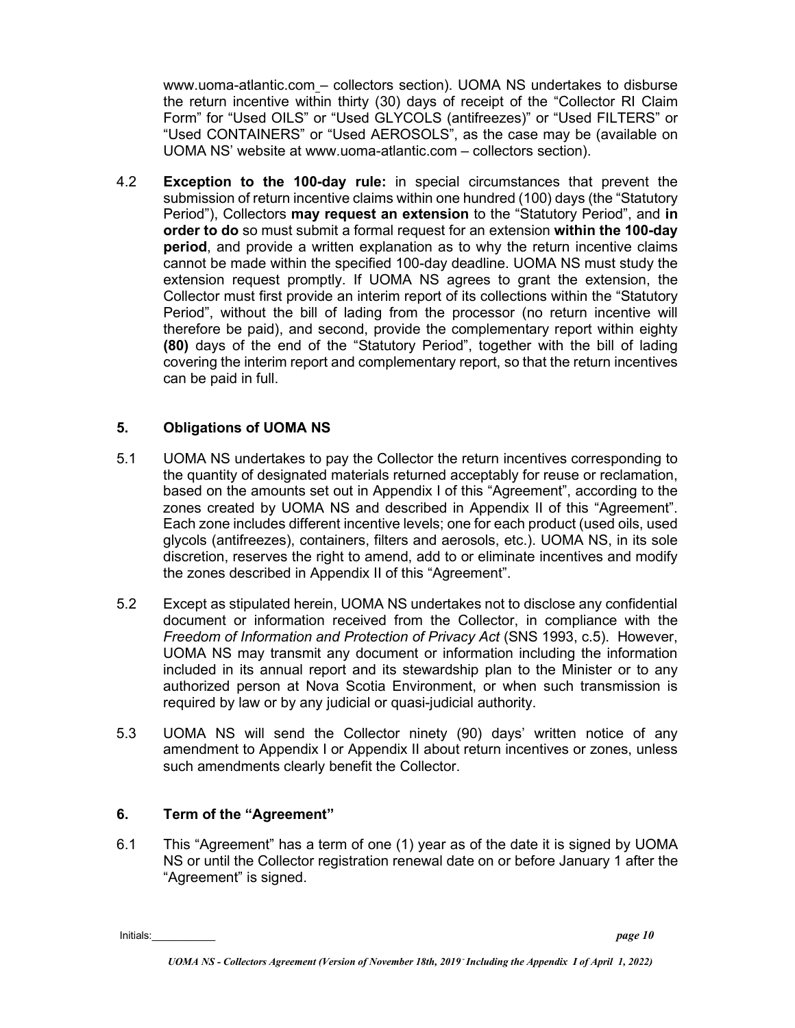www.uoma-atlantic.com – collectors section). UOMA NS undertakes to disburse the return incentive within thirty (30) days of receipt of the "Collector RI Claim Form" for "Used OILS" or "Used GLYCOLS (antifreezes)" or "Used FILTERS" or "Used CONTAINERS" or "Used AEROSOLS", as the case may be (available on UOMA NS' website at www.uoma-atlantic.com – collectors section).

4.2 **Exception to the 100-day rule:** in special circumstances that prevent the submission of return incentive claims within one hundred (100) days (the "Statutory Period"), Collectors **may request an extension** to the "Statutory Period", and **in order to do** so must submit a formal request for an extension **within the 100-day period**, and provide a written explanation as to why the return incentive claims cannot be made within the specified 100-day deadline. UOMA NS must study the extension request promptly. If UOMA NS agrees to grant the extension, the Collector must first provide an interim report of its collections within the "Statutory Period", without the bill of lading from the processor (no return incentive will therefore be paid), and second, provide the complementary report within eighty **(80)** days of the end of the "Statutory Period", together with the bill of lading covering the interim report and complementary report, so that the return incentives can be paid in full.

## 5. Obligations of UOMA NS

5.1 UOMA NS undertakes to pay the Collector the return incentives corresponding to the quantity of designated materials returned acceptably for reuse or reclamation, based on the amounts set out in Appendix I of this "Agreement", according to the zones created by UOMA NS and described in Appendix II of this "Agreement". Each zone includes different incentive levels; one for each product (used oils, used glycols (antifreezes), containers, filters and aerosols, etc.). UOMA NS, in its sole discretion, reserves the right to amend, add to or eliminate incentives and modify the zones described in Appendix II of this "Agreement".

5.2 Except as stipulated herein, UOMA NS undertakes not to disclose any confidential document or information received from the Collector, in compliance with the *Freedom of Information and Protection of Privacy Act* (SNS 1993, c.5). However, UOMA NS may transmit any document or information including the information included in its annual report and its stewardship plan to the Minister or to any authorized person at Nova Scotia Environment, or when such transmission is required by law or by any judicial or quasi-judicial authority.

5.3 UOMA NS will send the Collector ninety (90) days' written notice of any amendment to Appendix I or Appendix II about return incentives or zones, unless such amendments clearly benefit the Collector.

## 6. Term of the "Agreement"

6.1 This "Agreement" has a term of one (1) year as of the date it is signed by UOMA NS or until the Collector registration renewal date on or before January 1 after the "Agreement" is signed.

Initials:___________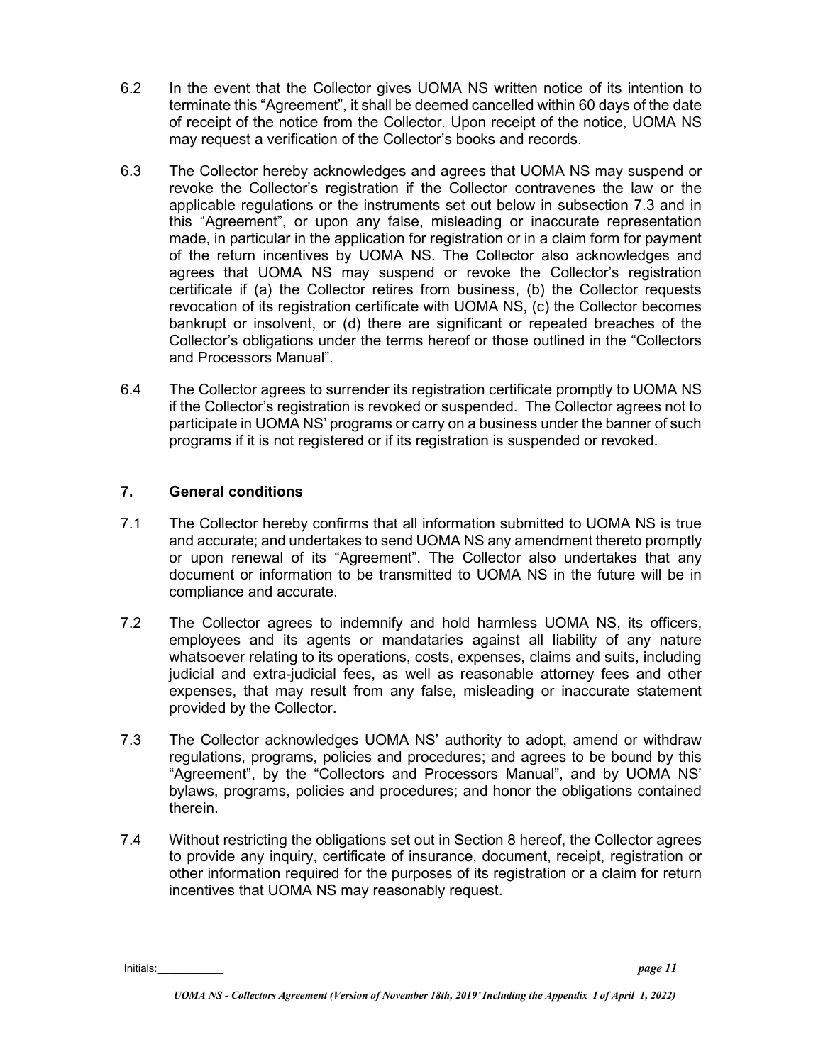6.2 In the event that the Collector gives UOMA NS written notice of its intention to terminate this “Agreement”, it shall be deemed cancelled within 60 days of the date of receipt of the notice from the Collector. Upon receipt of the notice, UOMA NS may request a verification of the Collector’s books and records.

6.3 The Collector hereby acknowledges and agrees that UOMA NS may suspend or revoke the Collector’s registration if the Collector contravenes the law or the applicable regulations or the instruments set out below in subsection 7.3 and in this “Agreement”, or upon any false, misleading or inaccurate representation made, in particular in the application for registration or in a claim form for payment of the return incentives by UOMA NS. The Collector also acknowledges and agrees that UOMA NS may suspend or revoke the Collector’s registration certificate if (a) the Collector retires from business, (b) the Collector requests revocation of its registration certificate with UOMA NS, (c) the Collector becomes bankrupt or insolvent, or (d) there are significant or repeated breaches of the Collector’s obligations under the terms hereof or those outlined in the “Collectors and Processors Manual”.

6.4 The Collector agrees to surrender its registration certificate promptly to UOMA NS if the Collector’s registration is revoked or suspended. The Collector agrees not to participate in UOMA NS’ programs or carry on a business under the banner of such programs if it is not registered or if its registration is suspended or revoked.

## 7. General conditions

7.1 The Collector hereby confirms that all information submitted to UOMA NS is true and accurate; and undertakes to send UOMA NS any amendment thereto promptly or upon renewal of its “Agreement”. The Collector also undertakes that any document or information to be transmitted to UOMA NS in the future will be in compliance and accurate.

7.2 The Collector agrees to indemnify and hold harmless UOMA NS, its officers, employees and its agents or mandataries against all liability of any nature whatsoever relating to its operations, costs, expenses, claims and suits, including judicial and extra-judicial fees, as well as reasonable attorney fees and other expenses, that may result from any false, misleading or inaccurate statement provided by the Collector.

7.3 The Collector acknowledges UOMA NS’ authority to adopt, amend or withdraw regulations, programs, policies and procedures; and agrees to be bound by this “Agreement”, by the “Collectors and Processors Manual”, and by UOMA NS’ bylaws, programs, policies and procedures; and honor the obligations contained therein.

7.4 Without restricting the obligations set out in Section 8 hereof, the Collector agrees to provide any inquiry, certificate of insurance, document, receipt, registration or other information required for the purposes of its registration or a claim for return incentives that UOMA NS may reasonably request.

Initials:___________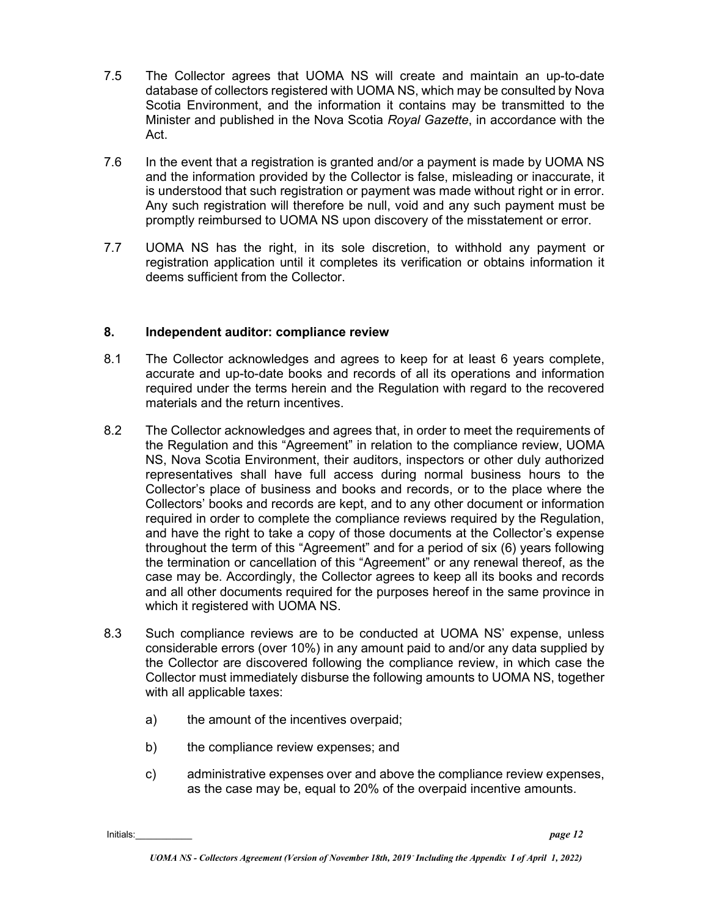7.5 The Collector agrees that UOMA NS will create and maintain an up-to-date database of collectors registered with UOMA NS, which may be consulted by Nova Scotia Environment, and the information it contains may be transmitted to the Minister and published in the Nova Scotia *Royal Gazette*, in accordance with the Act.

7.6 In the event that a registration is granted and/or a payment is made by UOMA NS and the information provided by the Collector is false, misleading or inaccurate, it is understood that such registration or payment was made without right or in error. Any such registration will therefore be null, void and any such payment must be promptly reimbursed to UOMA NS upon discovery of the misstatement or error.

7.7 UOMA NS has the right, in its sole discretion, to withhold any payment or registration application until it completes its verification or obtains information it deems sufficient from the Collector.

## 8. Independent auditor: compliance review

8.1 The Collector acknowledges and agrees to keep for at least 6 years complete, accurate and up-to-date books and records of all its operations and information required under the terms herein and the Regulation with regard to the recovered materials and the return incentives.

8.2 The Collector acknowledges and agrees that, in order to meet the requirements of the Regulation and this "Agreement" in relation to the compliance review, UOMA NS, Nova Scotia Environment, their auditors, inspectors or other duly authorized representatives shall have full access during normal business hours to the Collector's place of business and books and records, or to the place where the Collectors' books and records are kept, and to any other document or information required in order to complete the compliance reviews required by the Regulation, and have the right to take a copy of those documents at the Collector's expense throughout the term of this "Agreement" and for a period of six (6) years following the termination or cancellation of this "Agreement" or any renewal thereof, as the case may be. Accordingly, the Collector agrees to keep all its books and records and all other documents required for the purposes hereof in the same province in which it registered with UOMA NS.

8.3 Such compliance reviews are to be conducted at UOMA NS' expense, unless considerable errors (over 10%) in any amount paid to and/or any data supplied by the Collector are discovered following the compliance review, in which case the Collector must immediately disburse the following amounts to UOMA NS, together with all applicable taxes:

a) the amount of the incentives overpaid;

b) the compliance review expenses; and

c) administrative expenses over and above the compliance review expenses, as the case may be, equal to 20% of the overpaid incentive amounts.

Initials:___________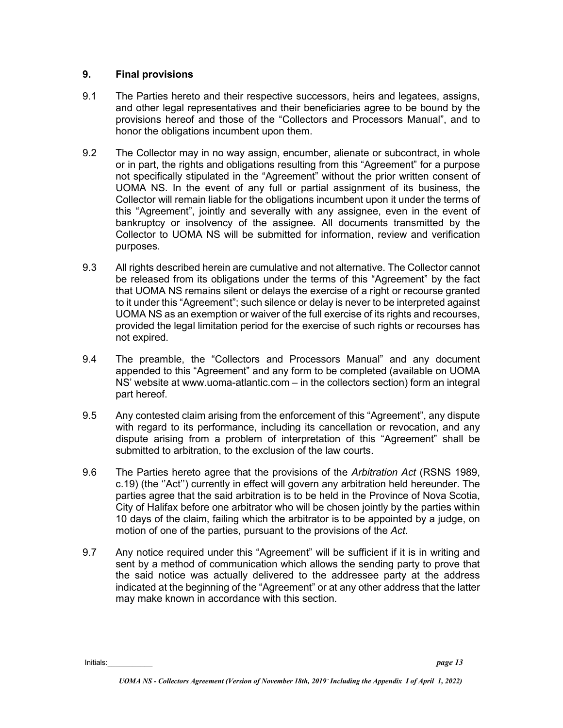## 9. Final provisions

9.1 The Parties hereto and their respective successors, heirs and legatees, assigns, and other legal representatives and their beneficiaries agree to be bound by the provisions hereof and those of the “Collectors and Processors Manual”, and to honor the obligations incumbent upon them.

9.2 The Collector may in no way assign, encumber, alienate or subcontract, in whole or in part, the rights and obligations resulting from this “Agreement” for a purpose not specifically stipulated in the “Agreement” without the prior written consent of UOMA NS. In the event of any full or partial assignment of its business, the Collector will remain liable for the obligations incumbent upon it under the terms of this “Agreement”, jointly and severally with any assignee, even in the event of bankruptcy or insolvency of the assignee. All documents transmitted by the Collector to UOMA NS will be submitted for information, review and verification purposes.

9.3 All rights described herein are cumulative and not alternative. The Collector cannot be released from its obligations under the terms of this “Agreement” by the fact that UOMA NS remains silent or delays the exercise of a right or recourse granted to it under this “Agreement”; such silence or delay is never to be interpreted against UOMA NS as an exemption or waiver of the full exercise of its rights and recourses, provided the legal limitation period for the exercise of such rights or recourses has not expired.

9.4 The preamble, the “Collectors and Processors Manual” and any document appended to this “Agreement” and any form to be completed (available on UOMA NS’ website at www.uoma-atlantic.com – in the collectors section) form an integral part hereof.

9.5 Any contested claim arising from the enforcement of this “Agreement”, any dispute with regard to its performance, including its cancellation or revocation, and any dispute arising from a problem of interpretation of this “Agreement” shall be submitted to arbitration, to the exclusion of the law courts.

9.6 The Parties hereto agree that the provisions of the *Arbitration Act* (RSNS 1989, c.19) (the ‘’Act’’) currently in effect will govern any arbitration held hereunder. The parties agree that the said arbitration is to be held in the Province of Nova Scotia, City of Halifax before one arbitrator who will be chosen jointly by the parties within 10 days of the claim, failing which the arbitrator is to be appointed by a judge, on motion of one of the parties, pursuant to the provisions of the *Act*.

9.7 Any notice required under this “Agreement” will be sufficient if it is in writing and sent by a method of communication which allows the sending party to prove that the said notice was actually delivered to the addressee party at the address indicated at the beginning of the “Agreement” or at any other address that the latter may make known in accordance with this section.

Initials:___________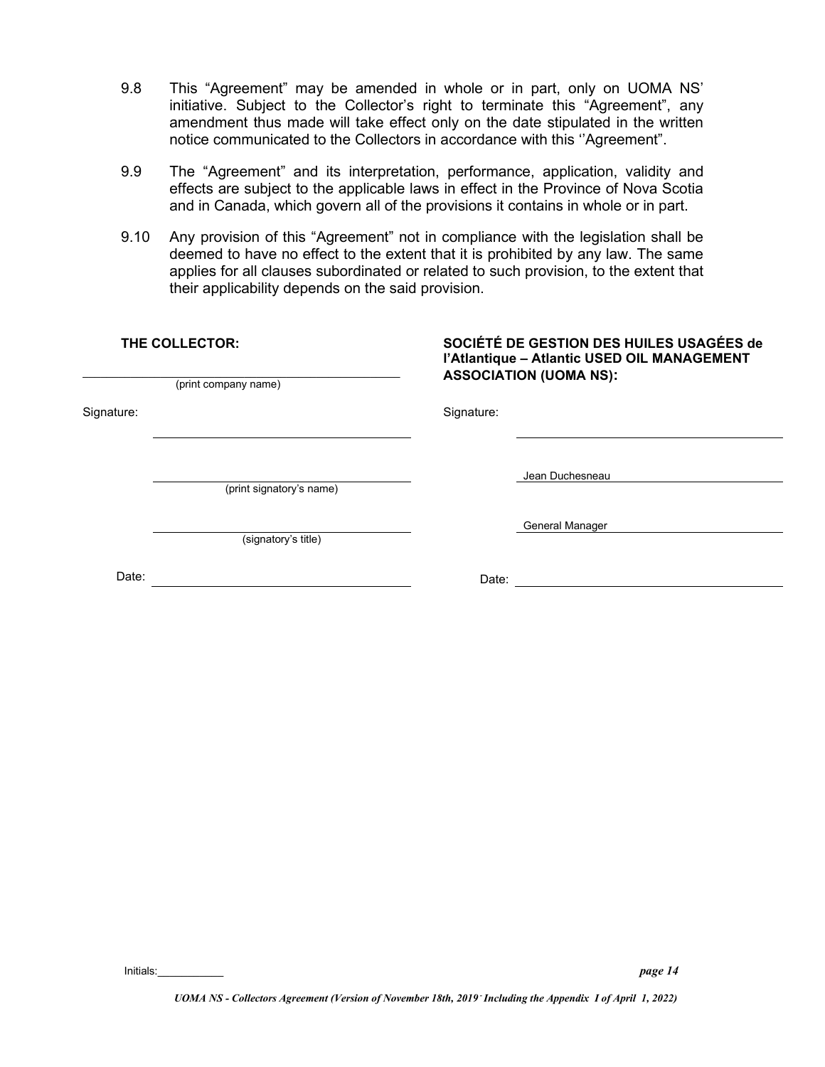9.8 This "Agreement" may be amended in whole or in part, only on UOMA NS' initiative. Subject to the Collector's right to terminate this "Agreement", any amendment thus made will take effect only on the date stipulated in the written notice communicated to the Collectors in accordance with this ''Agreement".

9.9 The "Agreement" and its interpretation, performance, application, validity and effects are subject to the applicable laws in effect in the Province of Nova Scotia and in Canada, which govern all of the provisions it contains in whole or in part.

9.10 Any provision of this "Agreement" not in compliance with the legislation shall be deemed to have no effect to the extent that it is prohibited by any law. The same applies for all clauses subordinated or related to such provision, to the extent that their applicability depends on the said provision.

| | |
|---|---|
| **THE COLLECTOR:** | **SOCIÉTÉ DE GESTION DES HUILES USAGÉES de l'Atlantique – Atlantic USED OIL MANAGEMENT ASSOCIATION (UOMA NS):** |
| ______________________ (print company name) | |
| Signature: ______________________ | Signature: ______________________ |
| ______________________ (print signatory's name) | Jean Duchesneau |
| ______________________ (signatory's title) | General Manager |
| Date: ______________________ | Date: ______________________ |

Initials:___________

*UOMA NS - Collectors Agreement (Version of November 18th, 2019 Including the Appendix I of April 1, 2022)*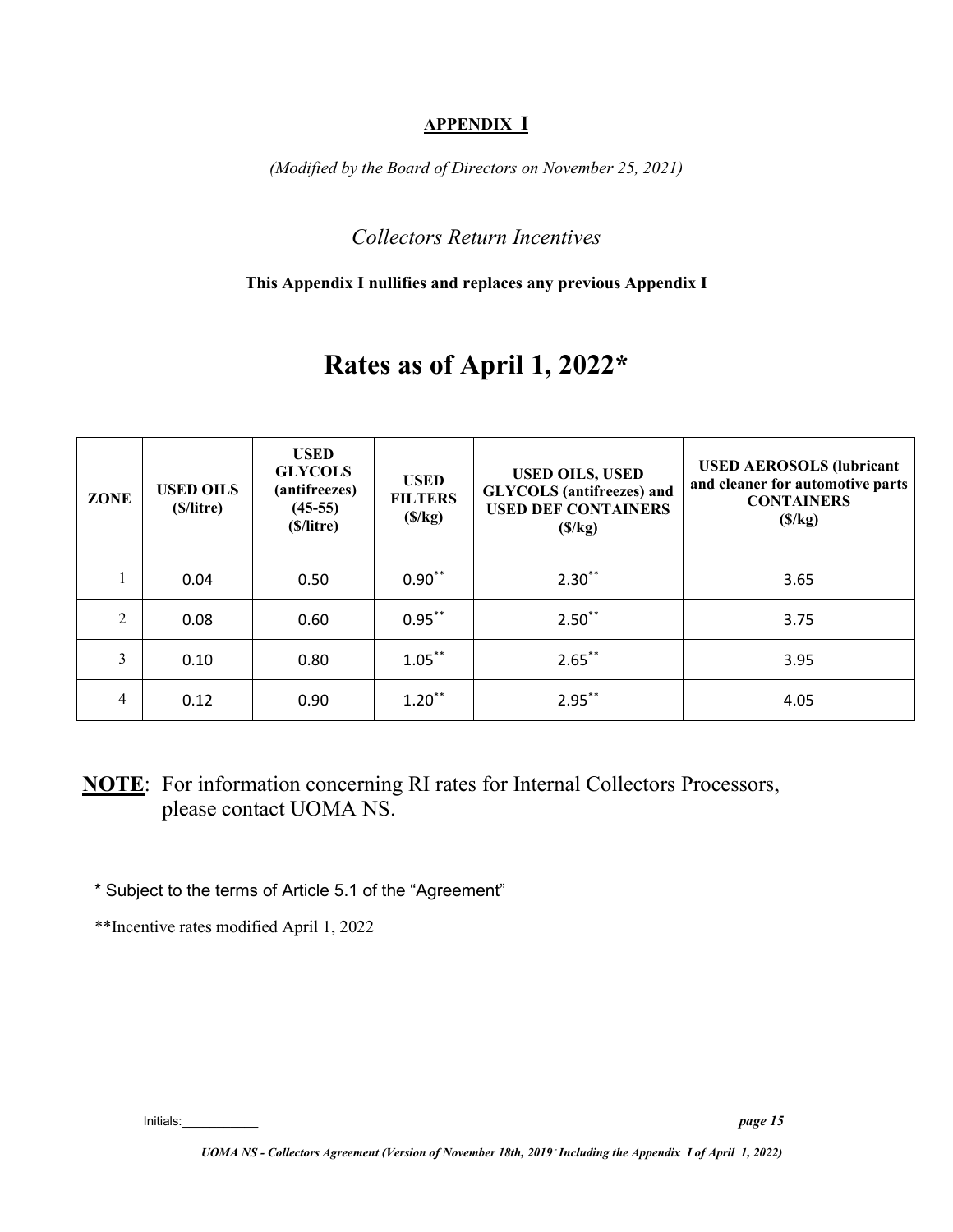## APPENDIX I

*(Modified by the Board of Directors on November 25, 2021)*

*Collectors Return Incentives*

**This Appendix I nullifies and replaces any previous Appendix I**

# Rates as of April 1, 2022*

| ZONE | USED OILS ($/litre) | USED GLYCOLS (antifreezes) (45-55) ($/litre) | USED FILTERS ($/kg) | USED OILS, USED GLYCOLS (antifreezes) and USED DEF CONTAINERS ($/kg) | USED AEROSOLS (lubricant and cleaner for automotive parts CONTAINERS ($/kg) |
|---|---|---|---|---|---|
| 1 | 0.04 | 0.50 | 0.90** | 2.30** | 3.65 |
| 2 | 0.08 | 0.60 | 0.95** | 2.50** | 3.75 |
| 3 | 0.10 | 0.80 | 1.05** | 2.65** | 3.95 |
| 4 | 0.12 | 0.90 | 1.20** | 2.95** | 4.05 |

**NOTE**: For information concerning RI rates for Internal Collectors Processors, please contact UOMA NS.

* Subject to the terms of Article 5.1 of the "Agreement"

**Incentive rates modified April 1, 2022

Initials:___________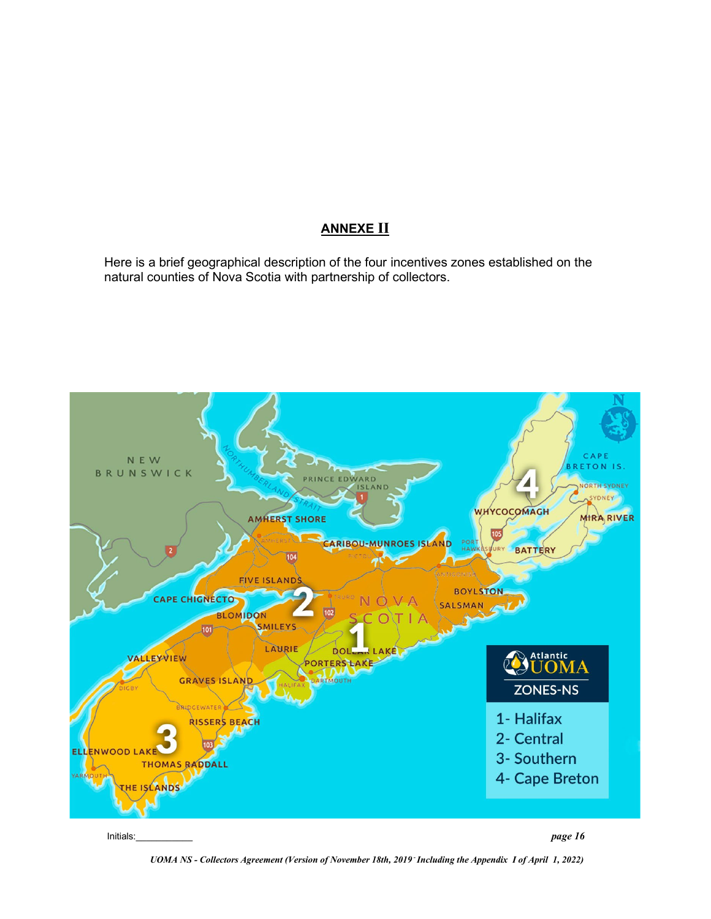## ANNEXE II

Here is a brief geographical description of the four incentives zones established on the natural counties of Nova Scotia with partnership of collectors.

NEW BRUNSWICK

PRINCE EDWARD ISLAND

NORTHUMBERLAND STRAIT

CAPE BRETON IS.

NOVA SCOTIA

AMHERST SHORE

CARIBOU-MUNROES ISLAND

FIVE ISLANDS

CAPE CHIGNECTO

BLOMIDON

SMILEYS

LAURIE

DOLLAR LAKE

PORTERS LAKE

VALLEYVIEW

GRAVES ISLAND

RISSERS BEACH

ELLENWOOD LAKE

THOMAS RADDALL

THE ISLANDS

WHYCOCOMAGH

MIRA RIVER

BATTERY

BOYLSTON

SALSMAN

AMHERST

PICTOU

TRURO

HALIFAX

DARTMOUTH

DIGBY

BRIDGEWATER

YARMOUTH

PORT HAWKESBURY

NORTH SYDNEY

SYDNEY

ANTIGONISH

1

2

3

4

Atlantic UOMA

ZONES-NS

1- Halifax

2- Central

3- Southern

4- Cape Breton

Initials:___________